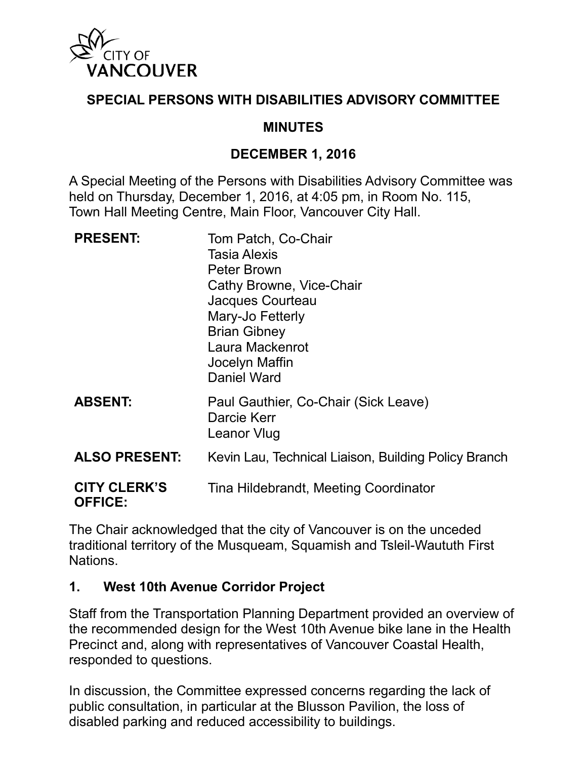CITY OF VANCOUVER

# SPECIAL PERSONS WITH DISABILITIES ADVISORY COMMITTEE

## MINUTES

## DECEMBER 1, 2016

A Special Meeting of the Persons with Disabilities Advisory Committee was held on Thursday, December 1, 2016, at 4:05 pm, in Room No. 115, Town Hall Meeting Centre, Main Floor, Vancouver City Hall.

| | |
|---|---|
| **PRESENT:** | Tom Patch, Co-Chair<br>Tasia Alexis<br>Peter Brown<br>Cathy Browne, Vice-Chair<br>Jacques Courteau<br>Mary-Jo Fetterly<br>Brian Gibney<br>Laura Mackenrot<br>Jocelyn Maffin<br>Daniel Ward |
| **ABSENT:** | Paul Gauthier, Co-Chair (Sick Leave)<br>Darcie Kerr<br>Leanor Vlug |
| **ALSO PRESENT:** | Kevin Lau, Technical Liaison, Building Policy Branch |
| **CITY CLERK'S OFFICE:** | Tina Hildebrandt, Meeting Coordinator |

The Chair acknowledged that the city of Vancouver is on the unceded traditional territory of the Musqueam, Squamish and Tsleil-Waututh First Nations.

### 1. West 10th Avenue Corridor Project

Staff from the Transportation Planning Department provided an overview of the recommended design for the West 10th Avenue bike lane in the Health Precinct and, along with representatives of Vancouver Coastal Health, responded to questions.

In discussion, the Committee expressed concerns regarding the lack of public consultation, in particular at the Blusson Pavilion, the loss of disabled parking and reduced accessibility to buildings.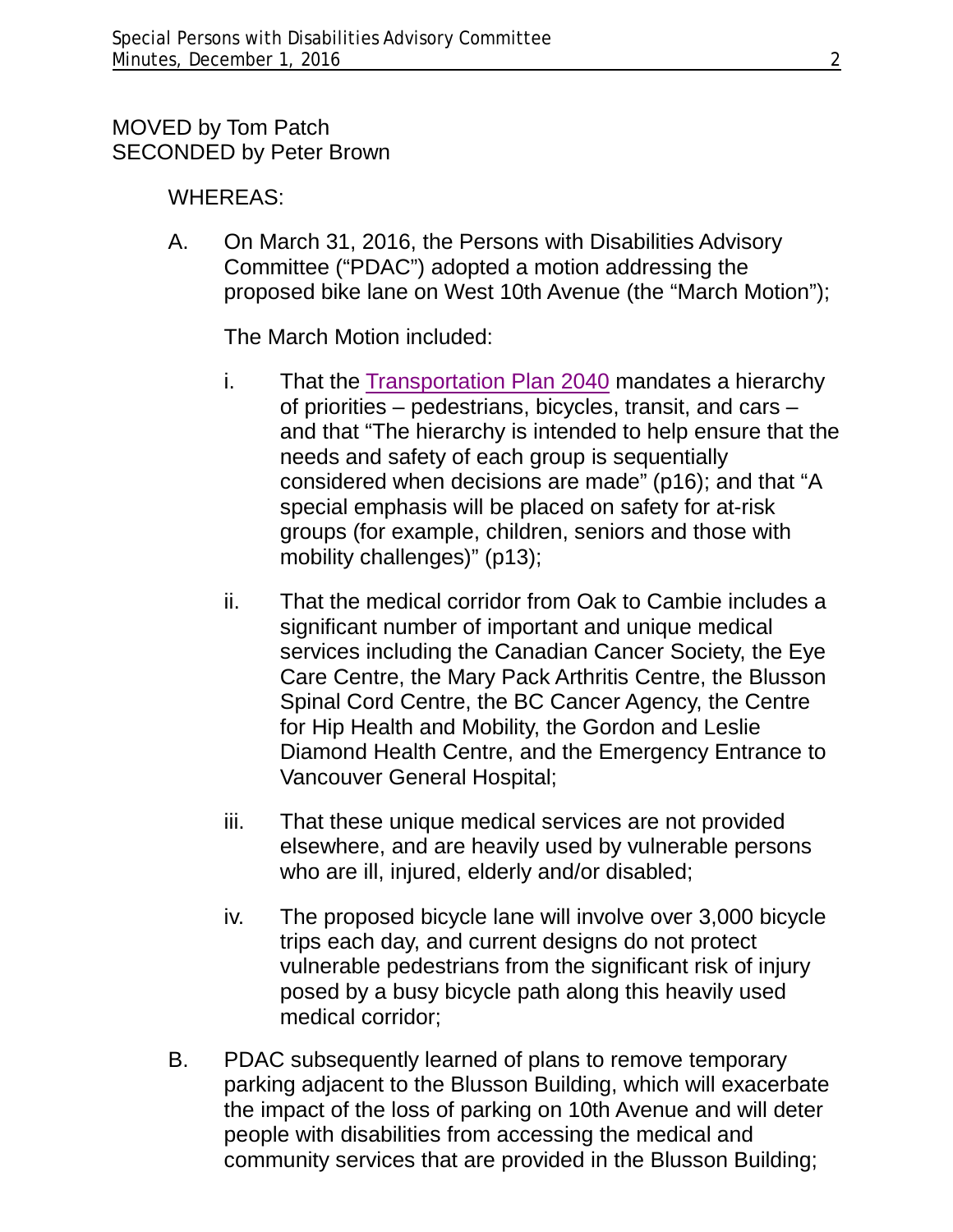MOVED by Tom Patch
SECONDED by Peter Brown

WHEREAS:

A. On March 31, 2016, the Persons with Disabilities Advisory Committee ("PDAC") adopted a motion addressing the proposed bike lane on West 10th Avenue (the "March Motion");

The March Motion included:

i. That the Transportation Plan 2040 mandates a hierarchy of priorities – pedestrians, bicycles, transit, and cars – and that "The hierarchy is intended to help ensure that the needs and safety of each group is sequentially considered when decisions are made" (p16); and that "A special emphasis will be placed on safety for at-risk groups (for example, children, seniors and those with mobility challenges)" (p13);

ii. That the medical corridor from Oak to Cambie includes a significant number of important and unique medical services including the Canadian Cancer Society, the Eye Care Centre, the Mary Pack Arthritis Centre, the Blusson Spinal Cord Centre, the BC Cancer Agency, the Centre for Hip Health and Mobility, the Gordon and Leslie Diamond Health Centre, and the Emergency Entrance to Vancouver General Hospital;

iii. That these unique medical services are not provided elsewhere, and are heavily used by vulnerable persons who are ill, injured, elderly and/or disabled;

iv. The proposed bicycle lane will involve over 3,000 bicycle trips each day, and current designs do not protect vulnerable pedestrians from the significant risk of injury posed by a busy bicycle path along this heavily used medical corridor;

B. PDAC subsequently learned of plans to remove temporary parking adjacent to the Blusson Building, which will exacerbate the impact of the loss of parking on 10th Avenue and will deter people with disabilities from accessing the medical and community services that are provided in the Blusson Building;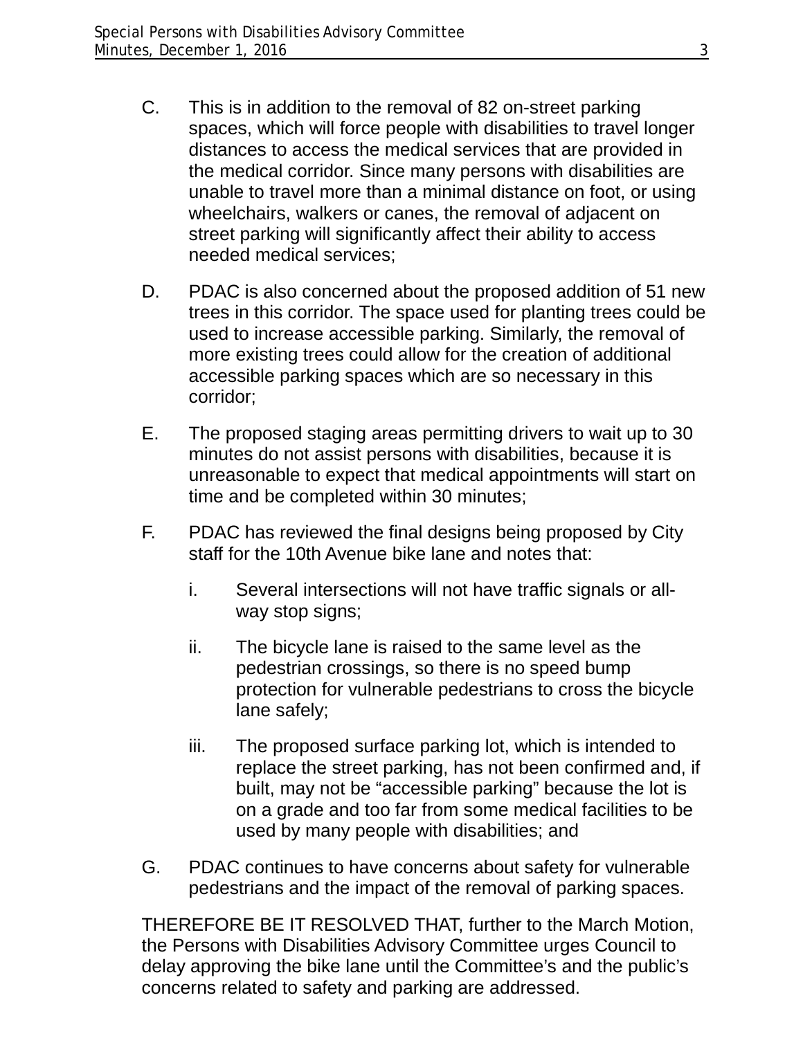C. This is in addition to the removal of 82 on-street parking spaces, which will force people with disabilities to travel longer distances to access the medical services that are provided in the medical corridor. Since many persons with disabilities are unable to travel more than a minimal distance on foot, or using wheelchairs, walkers or canes, the removal of adjacent on street parking will significantly affect their ability to access needed medical services;

D. PDAC is also concerned about the proposed addition of 51 new trees in this corridor. The space used for planting trees could be used to increase accessible parking. Similarly, the removal of more existing trees could allow for the creation of additional accessible parking spaces which are so necessary in this corridor;

E. The proposed staging areas permitting drivers to wait up to 30 minutes do not assist persons with disabilities, because it is unreasonable to expect that medical appointments will start on time and be completed within 30 minutes;

F. PDAC has reviewed the final designs being proposed by City staff for the 10th Avenue bike lane and notes that:

   i. Several intersections will not have traffic signals or all-way stop signs;

   ii. The bicycle lane is raised to the same level as the pedestrian crossings, so there is no speed bump protection for vulnerable pedestrians to cross the bicycle lane safely;

   iii. The proposed surface parking lot, which is intended to replace the street parking, has not been confirmed and, if built, may not be "accessible parking" because the lot is on a grade and too far from some medical facilities to be used by many people with disabilities; and

G. PDAC continues to have concerns about safety for vulnerable pedestrians and the impact of the removal of parking spaces.

THEREFORE BE IT RESOLVED THAT, further to the March Motion, the Persons with Disabilities Advisory Committee urges Council to delay approving the bike lane until the Committee's and the public's concerns related to safety and parking are addressed.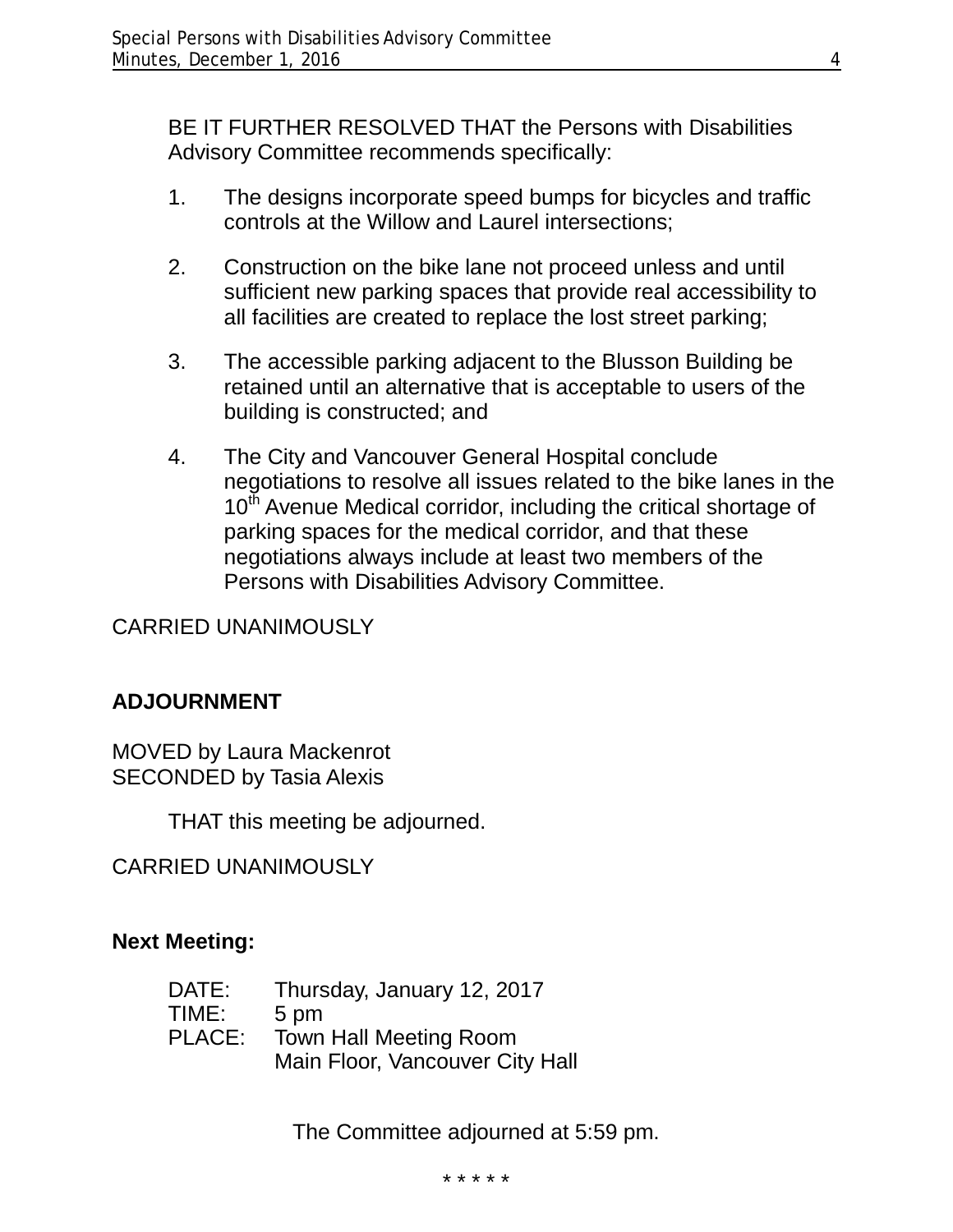BE IT FURTHER RESOLVED THAT the Persons with Disabilities Advisory Committee recommends specifically:

1. The designs incorporate speed bumps for bicycles and traffic controls at the Willow and Laurel intersections;
2. Construction on the bike lane not proceed unless and until sufficient new parking spaces that provide real accessibility to all facilities are created to replace the lost street parking;
3. The accessible parking adjacent to the Blusson Building be retained until an alternative that is acceptable to users of the building is constructed; and
4. The City and Vancouver General Hospital conclude negotiations to resolve all issues related to the bike lanes in the 10th Avenue Medical corridor, including the critical shortage of parking spaces for the medical corridor, and that these negotiations always include at least two members of the Persons with Disabilities Advisory Committee.

CARRIED UNANIMOUSLY

**ADJOURNMENT**

MOVED by Laura Mackenrot
SECONDED by Tasia Alexis

THAT this meeting be adjourned.

CARRIED UNANIMOUSLY

**Next Meeting:**

DATE: Thursday, January 12, 2017
TIME: 5 pm
PLACE: Town Hall Meeting Room
Main Floor, Vancouver City Hall

The Committee adjourned at 5:59 pm.

* * * * *